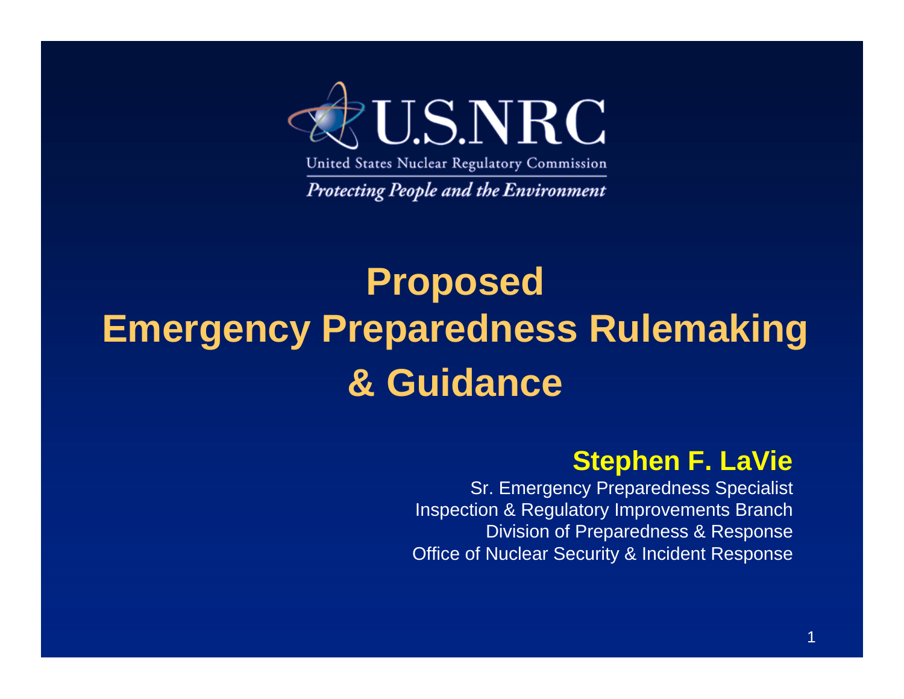U.S.NRC

United States Nuclear Regulatory Commission

*Protecting People and the Environment*

# Proposed Emergency Preparedness Rulemaking & Guidance

**Stephen F. LaVie**

Sr. Emergency Preparedness Specialist
Inspection & Regulatory Improvements Branch
Division of Preparedness & Response
Office of Nuclear Security & Incident Response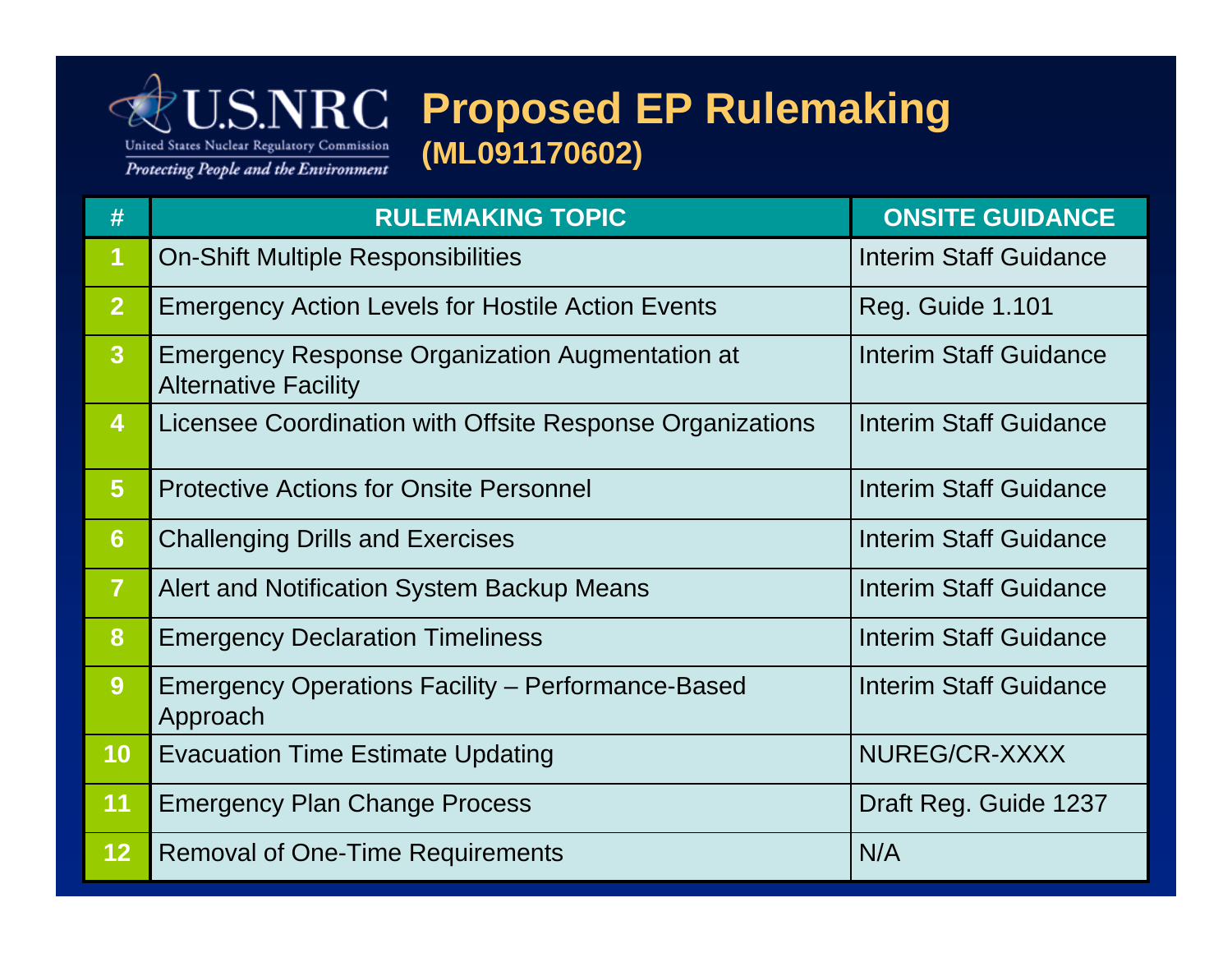# Proposed EP Rulemaking

## (ML091170602)

| # | RULEMAKING TOPIC | ONSITE GUIDANCE |
|---|---|---|
| 1 | On-Shift Multiple Responsibilities | Interim Staff Guidance |
| 2 | Emergency Action Levels for Hostile Action Events | Reg. Guide 1.101 |
| 3 | Emergency Response Organization Augmentation at Alternative Facility | Interim Staff Guidance |
| 4 | Licensee Coordination with Offsite Response Organizations | Interim Staff Guidance |
| 5 | Protective Actions for Onsite Personnel | Interim Staff Guidance |
| 6 | Challenging Drills and Exercises | Interim Staff Guidance |
| 7 | Alert and Notification System Backup Means | Interim Staff Guidance |
| 8 | Emergency Declaration Timeliness | Interim Staff Guidance |
| 9 | Emergency Operations Facility – Performance-Based Approach | Interim Staff Guidance |
| 10 | Evacuation Time Estimate Updating | NUREG/CR-XXXX |
| 11 | Emergency Plan Change Process | Draft Reg. Guide 1237 |
| 12 | Removal of One-Time Requirements | N/A |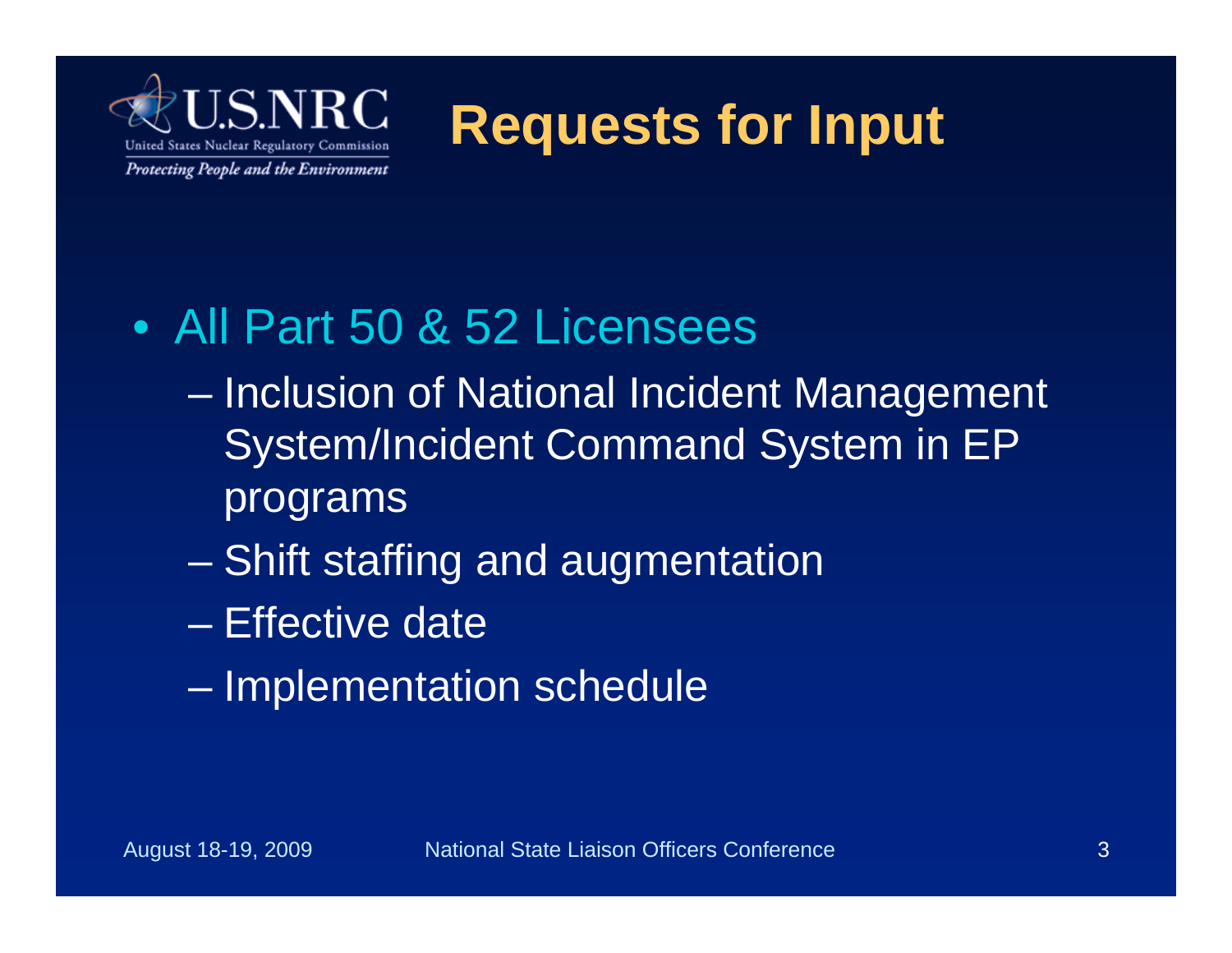# Requests for Input

- All Part 50 & 52 Licensees
  - Inclusion of National Incident Management System/Incident Command System in EP programs
  - Shift staffing and augmentation
  - Effective date
  - Implementation schedule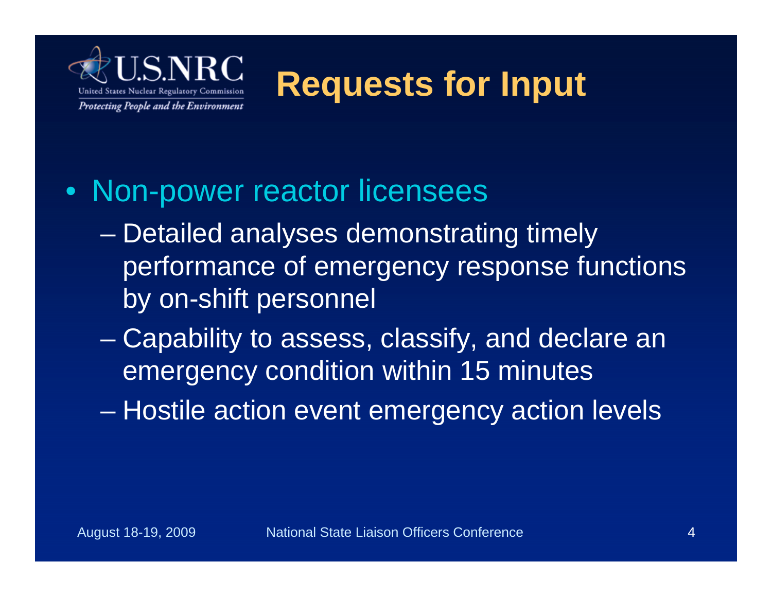# Requests for Input

- Non-power reactor licensees
  - Detailed analyses demonstrating timely performance of emergency response functions by on-shift personnel
  - Capability to assess, classify, and declare an emergency condition within 15 minutes
  - Hostile action event emergency action levels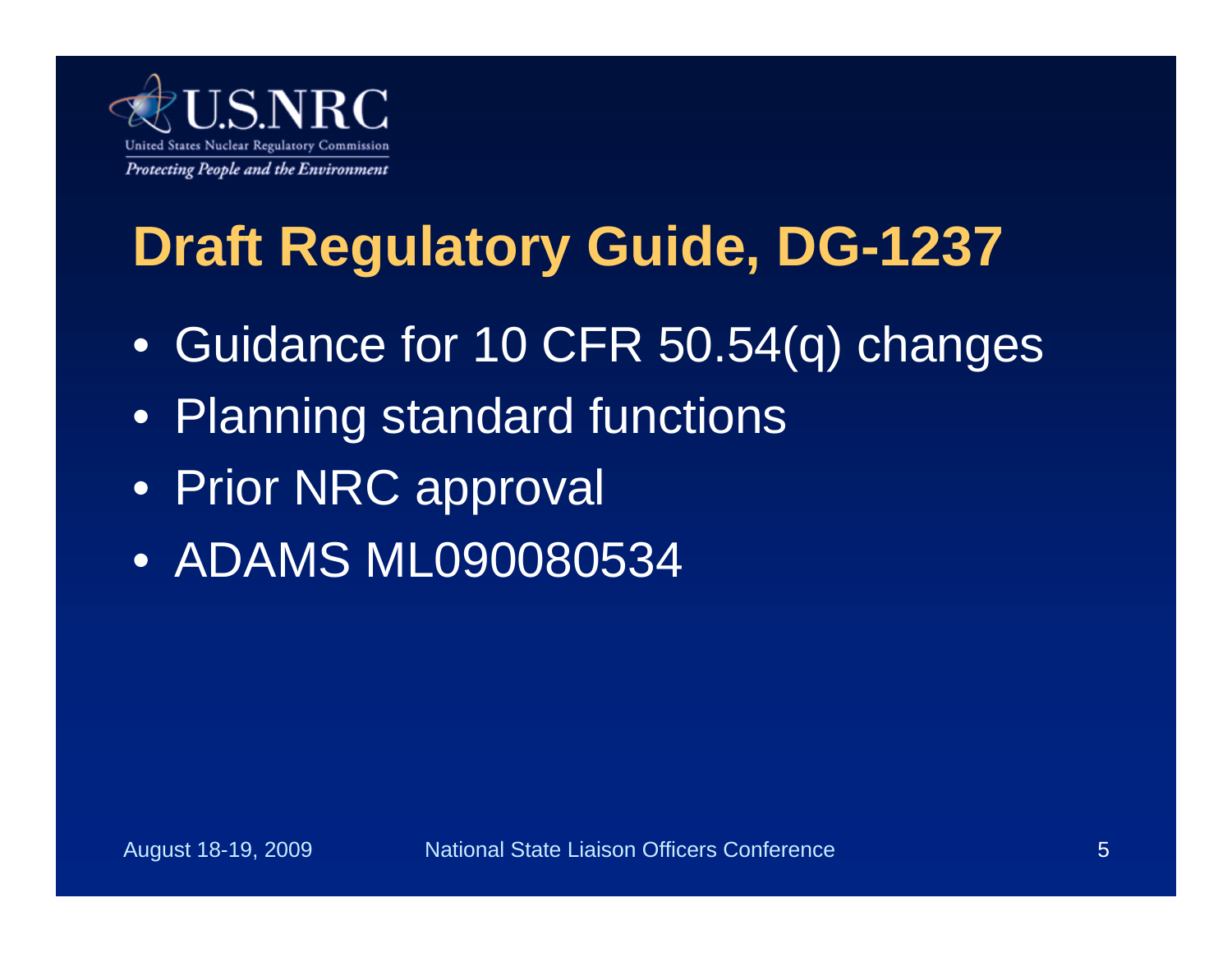# Draft Regulatory Guide, DG-1237

- Guidance for 10 CFR 50.54(q) changes
- Planning standard functions
- Prior NRC approval
- ADAMS ML090080534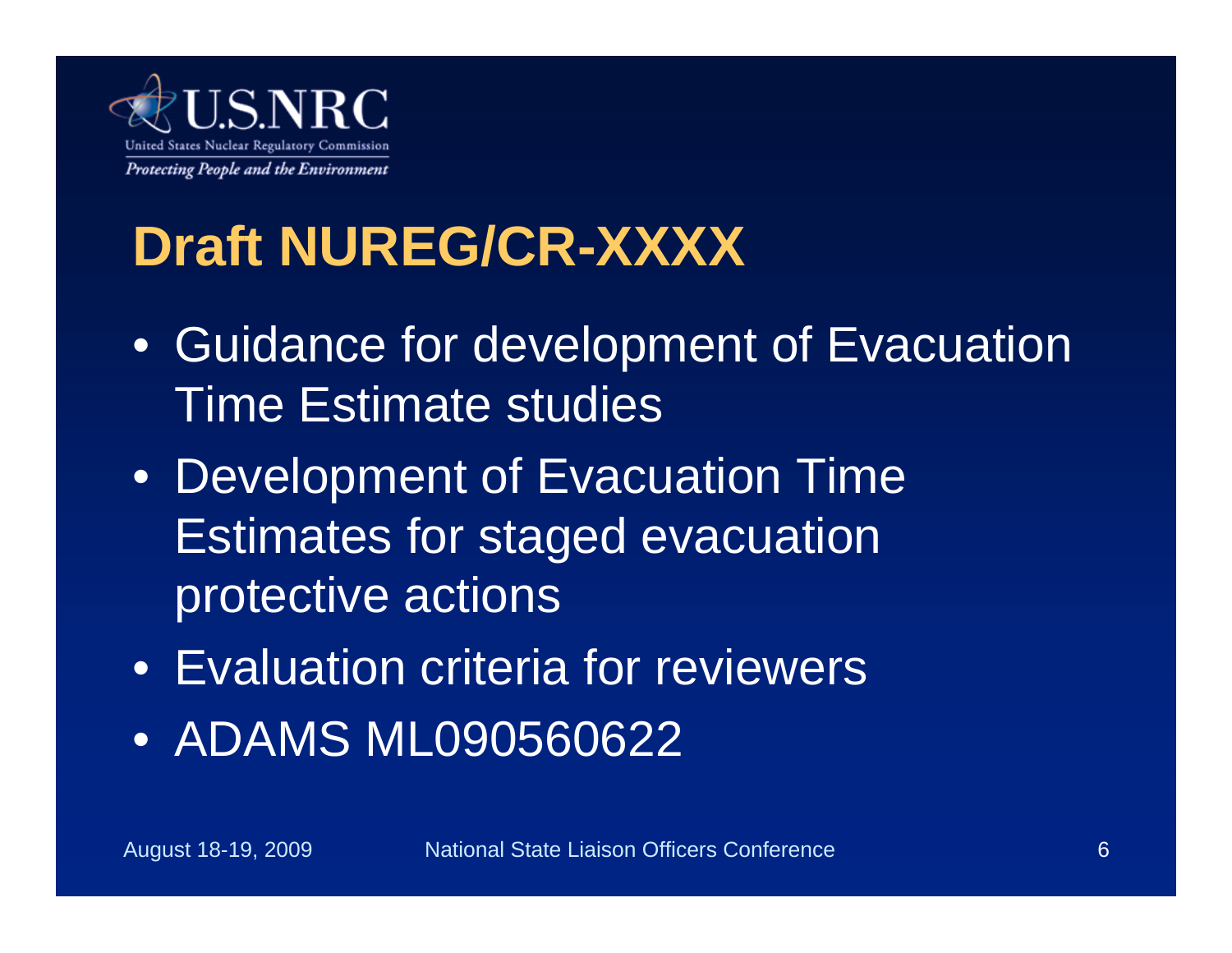# Draft NUREG/CR-XXXX

- Guidance for development of Evacuation Time Estimate studies
- Development of Evacuation Time Estimates for staged evacuation protective actions
- Evaluation criteria for reviewers
- ADAMS ML090560622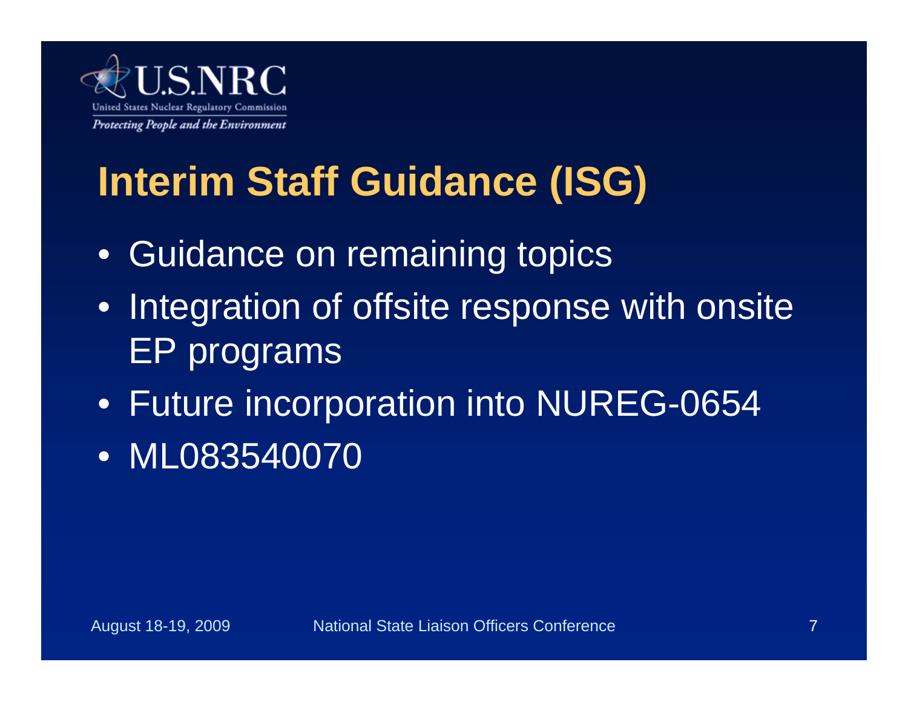# Interim Staff Guidance (ISG)

- Guidance on remaining topics
- Integration of offsite response with onsite EP programs
- Future incorporation into NUREG-0654
- ML083540070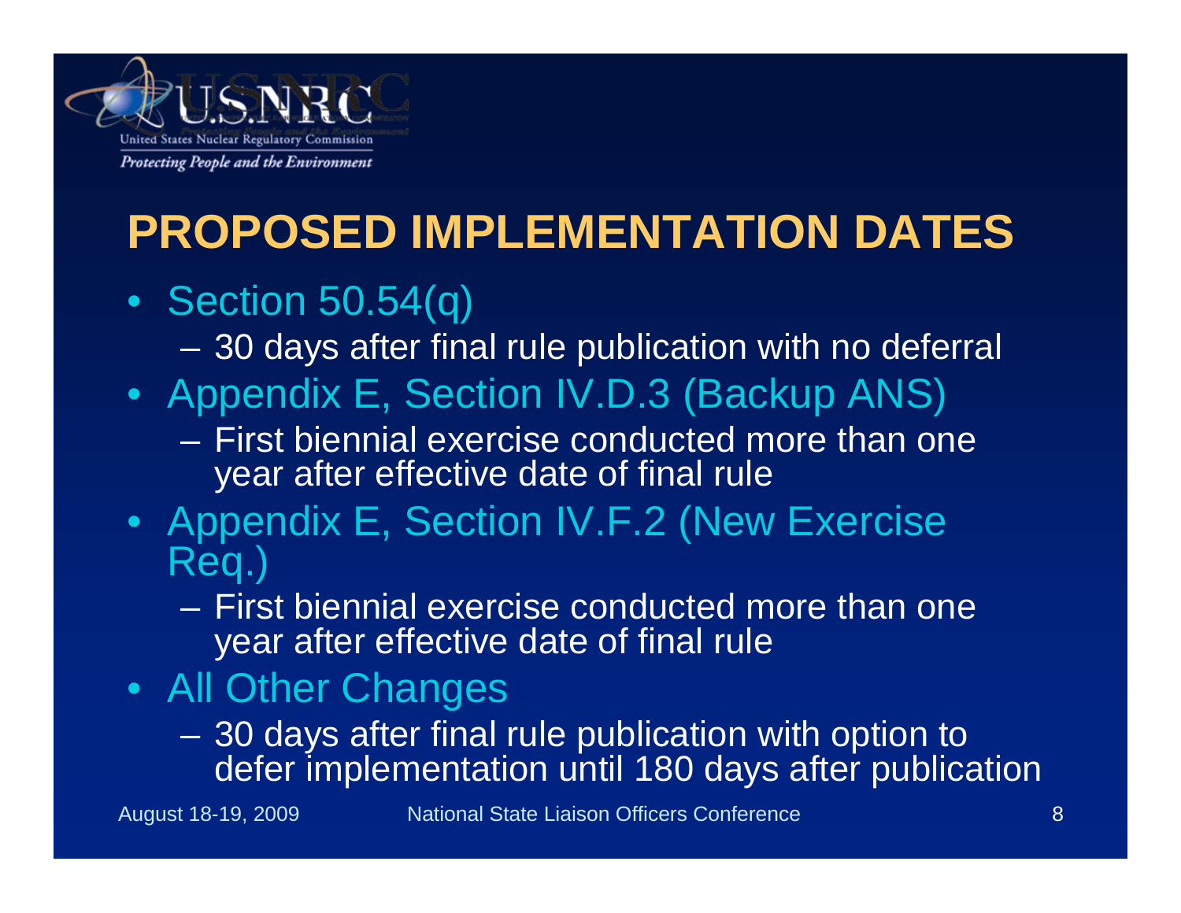# PROPOSED IMPLEMENTATION DATES

- Section 50.54(q)
  - 30 days after final rule publication with no deferral
- Appendix E, Section IV.D.3 (Backup ANS)
  - First biennial exercise conducted more than one year after effective date of final rule
- Appendix E, Section IV.F.2 (New Exercise Req.)
  - First biennial exercise conducted more than one year after effective date of final rule
- All Other Changes
  - 30 days after final rule publication with option to defer implementation until 180 days after publication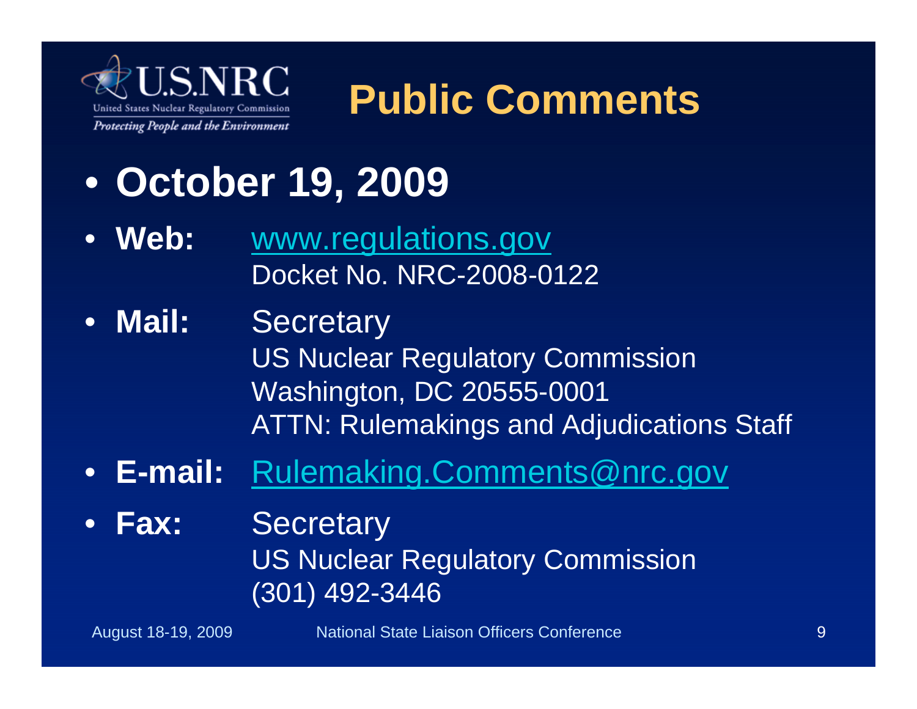# Public Comments

- **October 19, 2009**
- **Web:** www.regulations.gov
  Docket No. NRC-2008-0122
- **Mail:** Secretary
  US Nuclear Regulatory Commission
  Washington, DC 20555-0001
  ATTN: Rulemakings and Adjudications Staff
- **E-mail:** Rulemaking.Comments@nrc.gov
- **Fax:** Secretary
  US Nuclear Regulatory Commission
  (301) 492-3446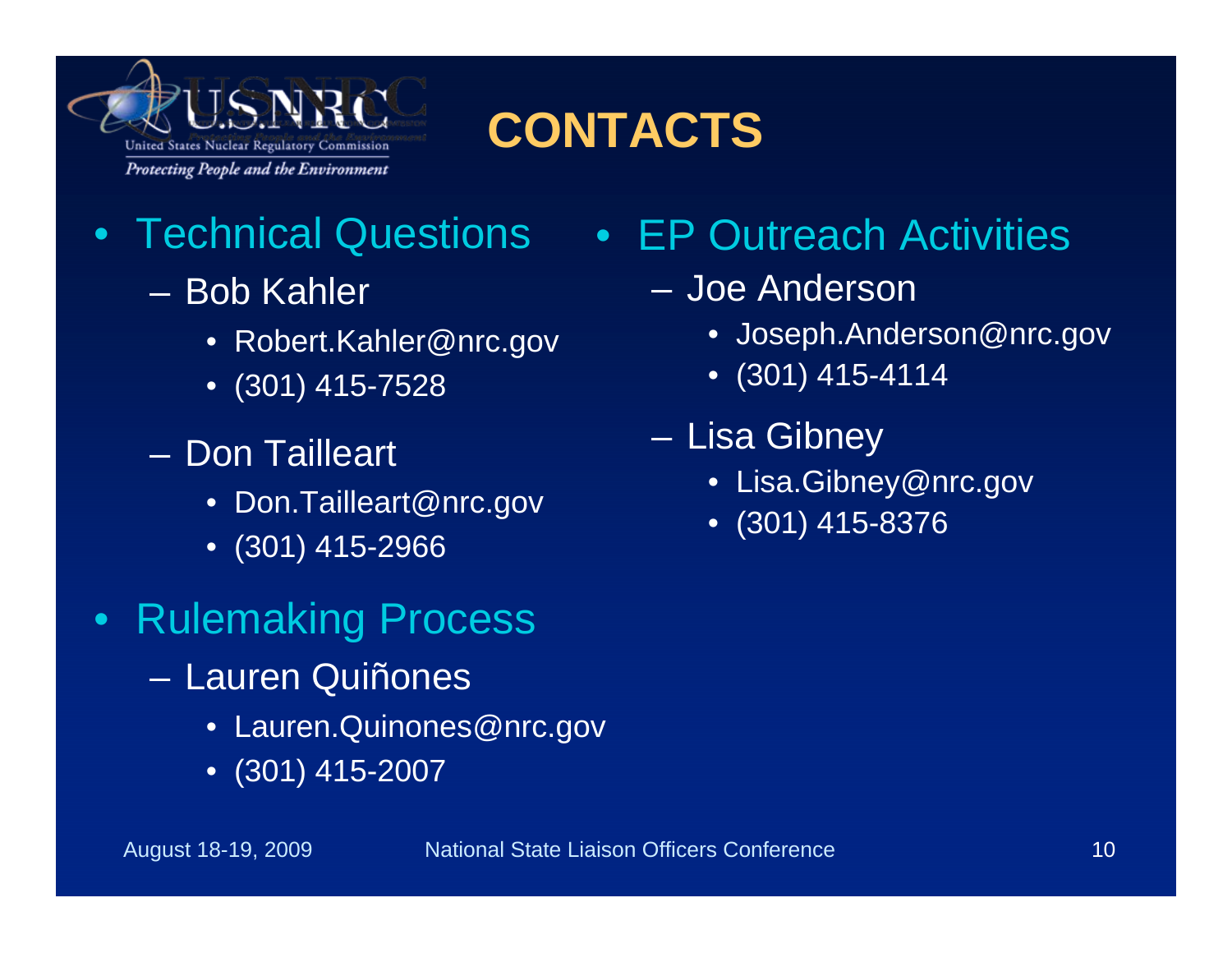# CONTACTS

- Technical Questions
  - Bob Kahler
    - Robert.Kahler@nrc.gov
    - (301) 415-7528
  - Don Tailleart
    - Don.Tailleart@nrc.gov
    - (301) 415-2966
- Rulemaking Process
  - Lauren Quiñones
    - Lauren.Quinones@nrc.gov
    - (301) 415-2007
- EP Outreach Activities
  - Joe Anderson
    - Joseph.Anderson@nrc.gov
    - (301) 415-4114
  - Lisa Gibney
    - Lisa.Gibney@nrc.gov
    - (301) 415-8376